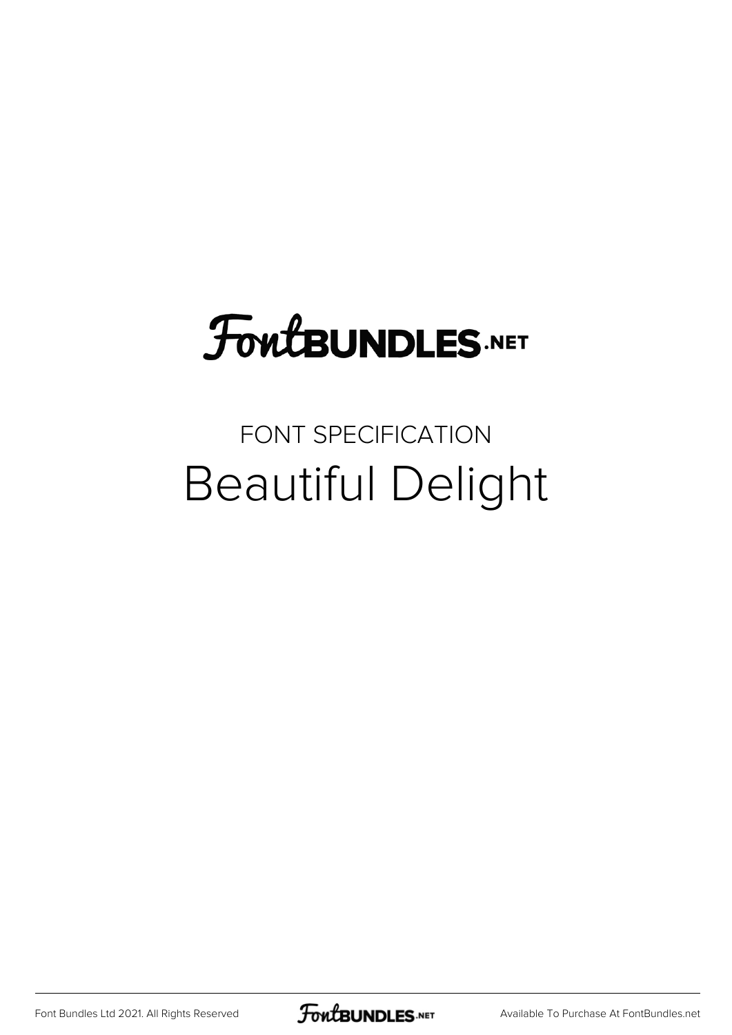FontBUNDLES.NET

FONT SPECIFICATION

# Beautiful Delight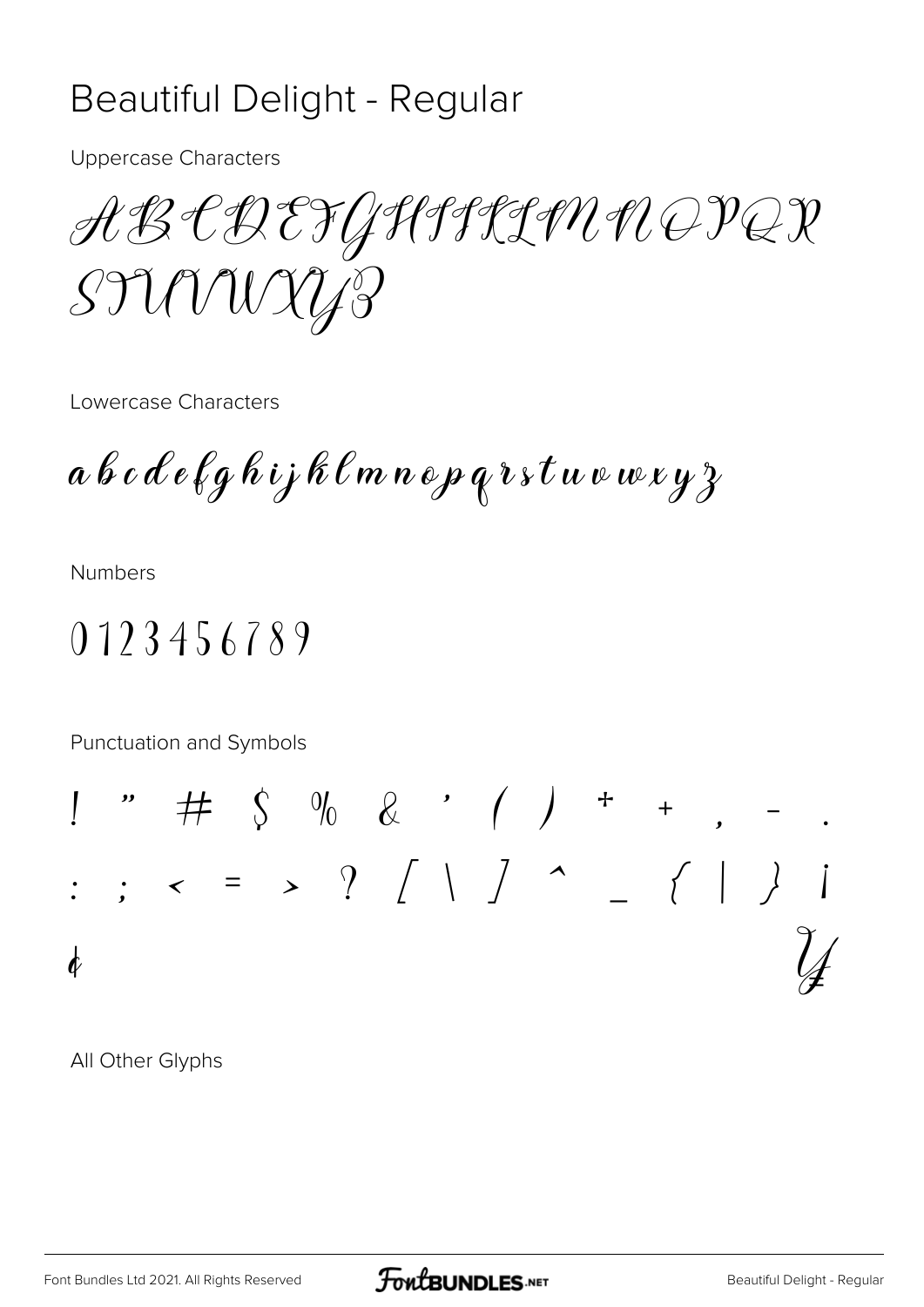# Beautiful Delight - Regular

Uppercase Characters

ABCDEFGHIJKLMNOPQR
STUVWXYZ

Lowercase Characters

a b c d e f g h i j k l m n o p q r s t u v w x y z

Numbers

0 1 2 3 4 5 6 7 8 9

Punctuation and Symbols

! " # $ % & ' ( ) * + , - .
: ; < = > ? [ \ ] ^ _ { | } ¡
¢ ¥

All Other Glyphs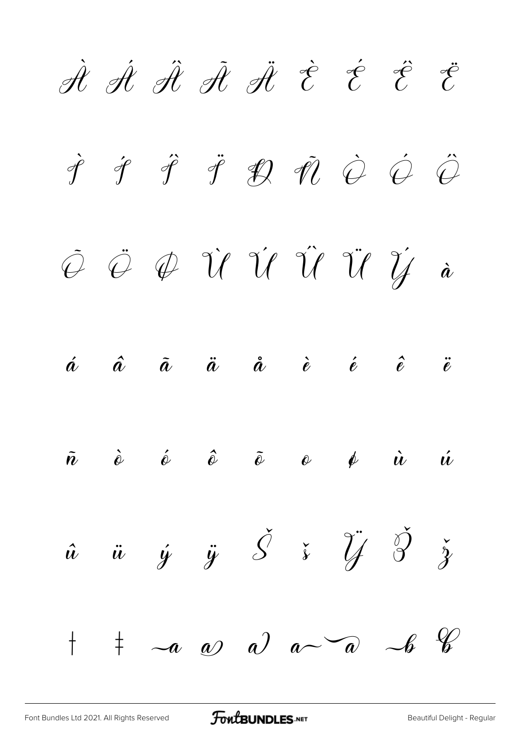À Á Â Ã Ä È É Ê Ë

Ì Í Î Ï Ð Ñ Ò Ó Ô

Õ Ö Ø Ù Ú Û Ü Ý à

á â ã ä å è é ê ë

ñ ò ó ô õ o ø ù ú

û ü ý ÿ Š š Ÿ Ž ž

† ‡ a a a a a b B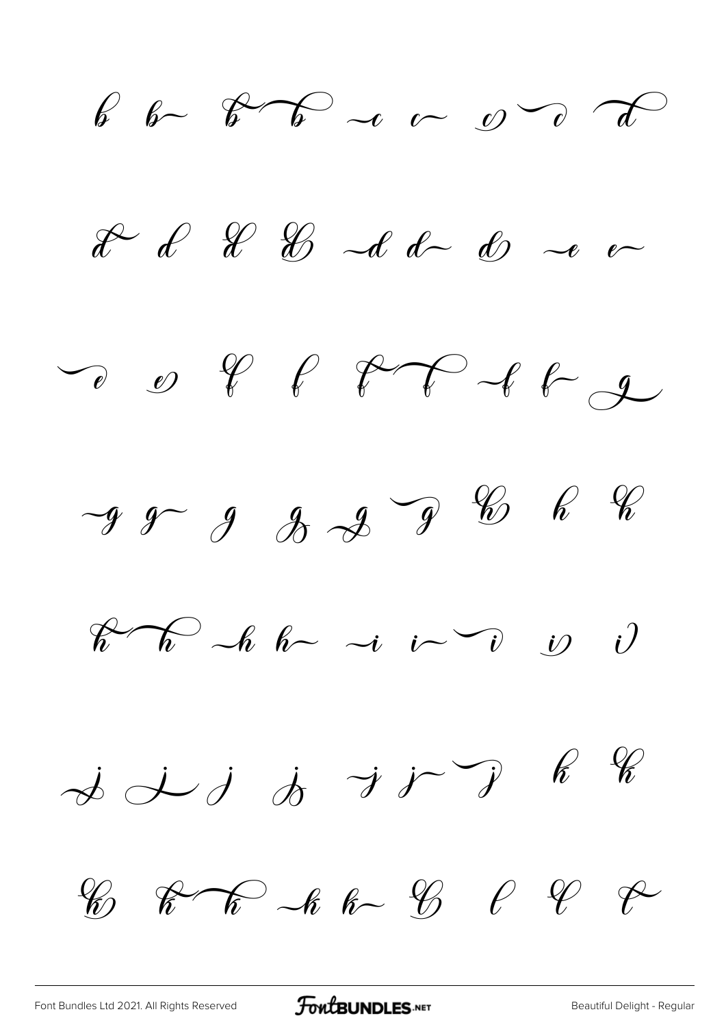b b b b c c c c d

d d d d d d d e e

e e f f f f f f g

g g g g g g h h h

h h h h i i i i i

j j j j j j j k k

k k k k k k l l l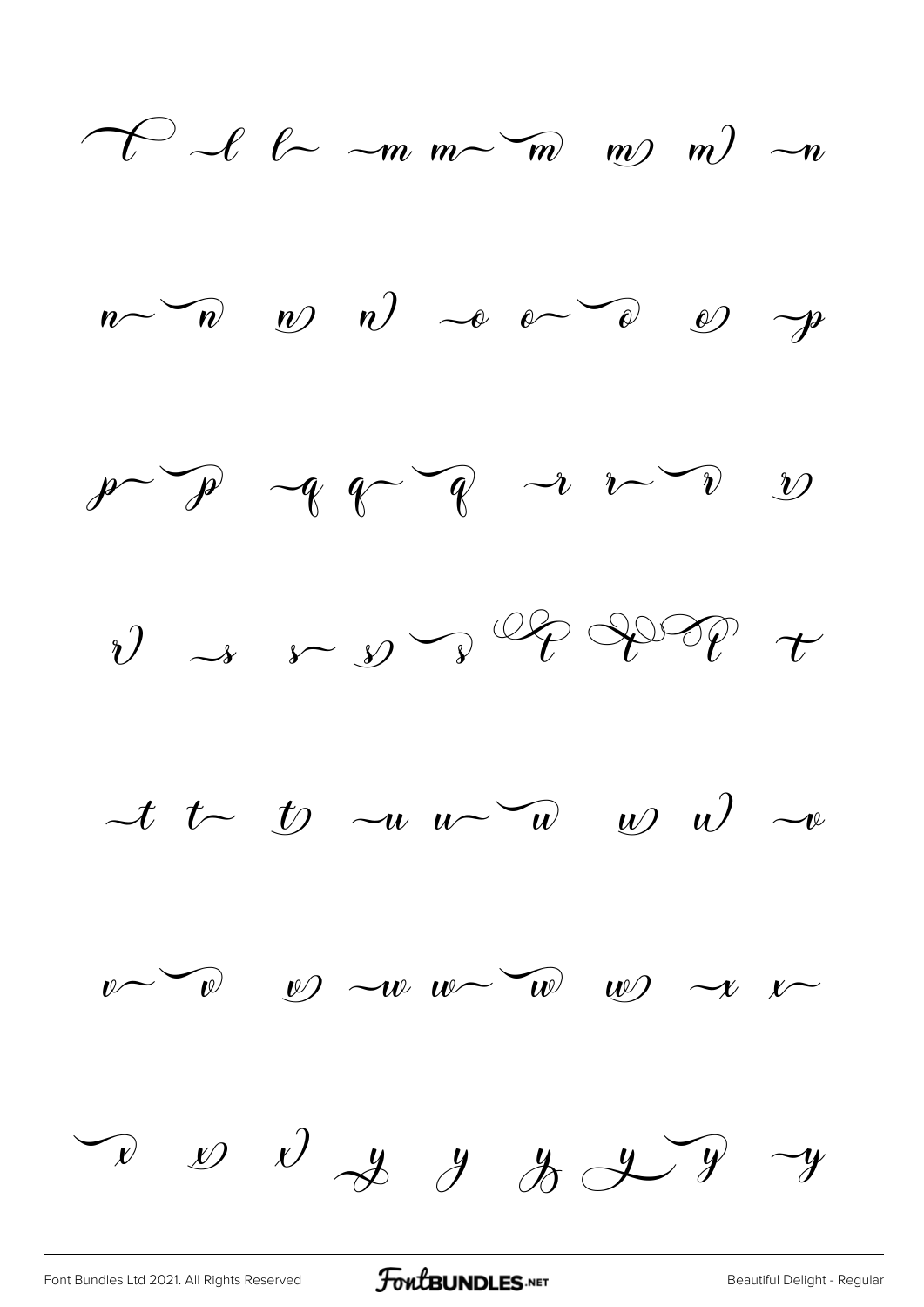l l l m m m m m n

n n n n o o o o p

p p q q q r r r r

r s s s s t t t t

t t t u u u u u v

v v v w w w w x x

x x x y y y y y y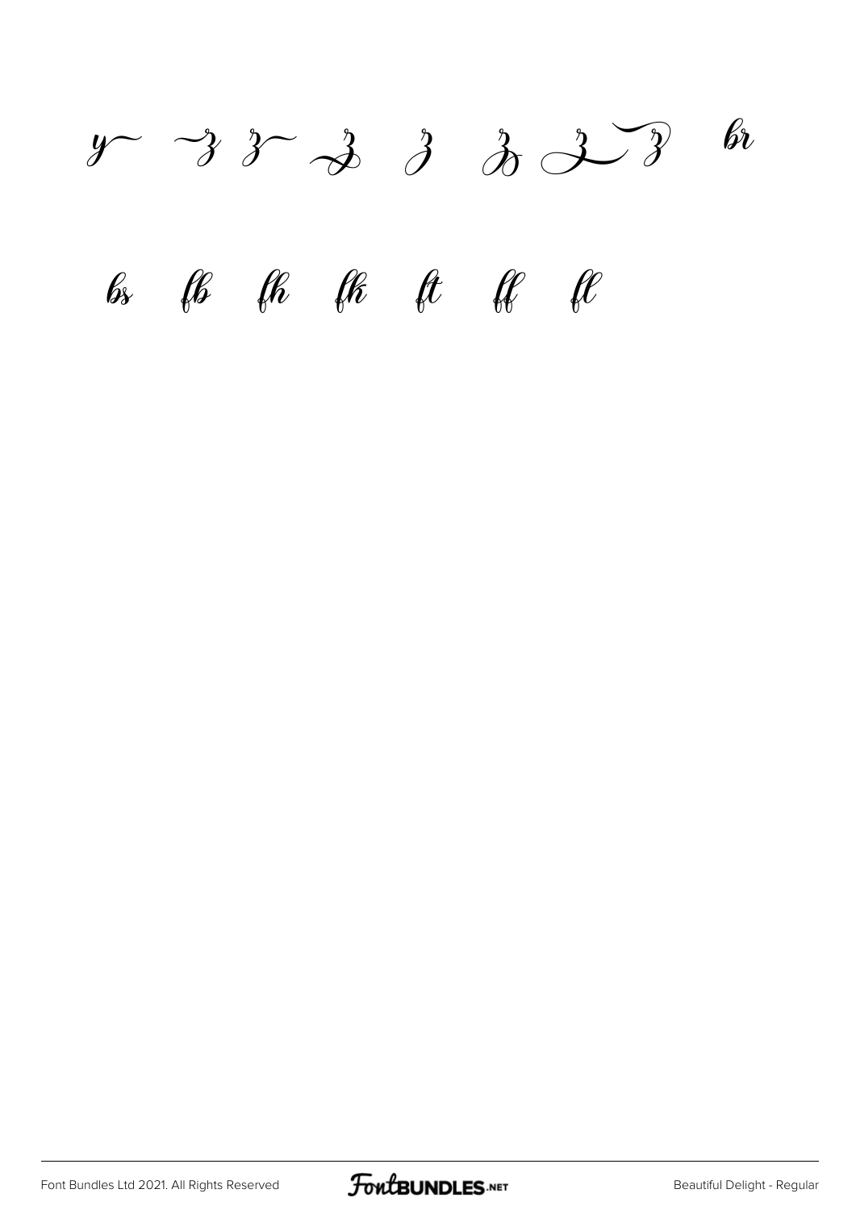y~ ~z z~ z z z z z br

bs fb fh fk ft ff fl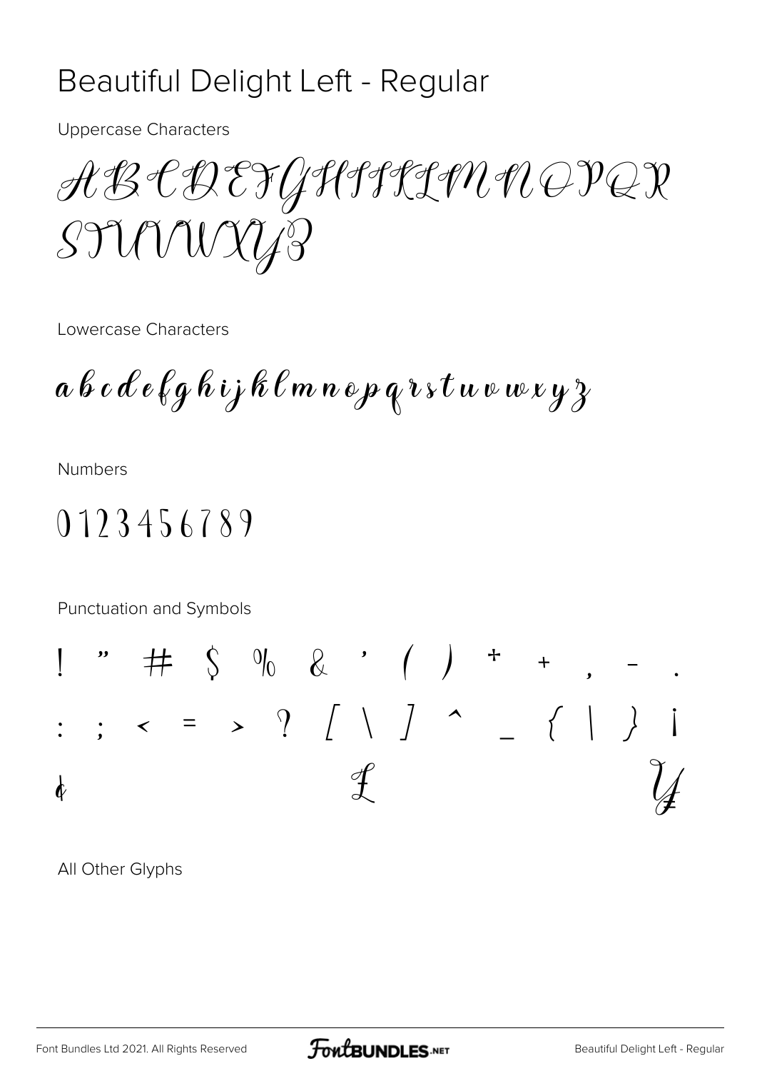# Beautiful Delight Left - Regular

Uppercase Characters

ABCDEFGHIJKLMNOPQR
STUVWXYZ

Lowercase Characters

a b c d e f g h i j k l m n o p q r s t u v w x y z

Numbers

0 1 2 3 4 5 6 7 8 9

Punctuation and Symbols

! " # $ % & ' ( ) * + , - .
: ; < = > ? [ \ ] ^ _ { | } ¡
¢ £ ¥

All Other Glyphs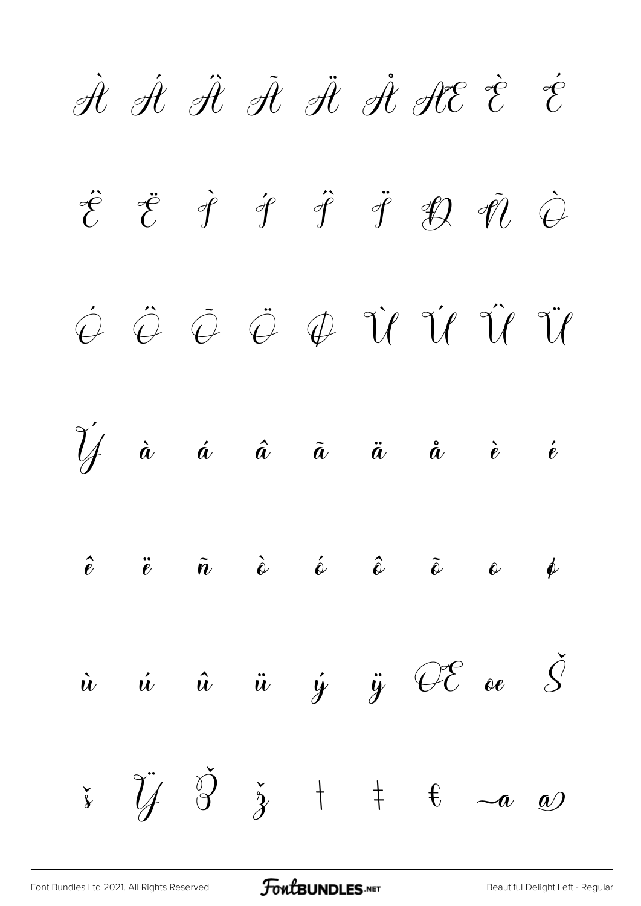À Á Â Ã Ä Å Æ È É

Ê Ë Ì Í Î Ï Ð Ñ Ò

Ó Ô Õ Ö Ø Ù Ú Û Ü

Ý à á â ã ä å è é

ê ë ñ ò ó ô õ ö ø

ù ú û ü ý ÿ Œ œ Š

š Ÿ Ž ž † ‡ € ~a @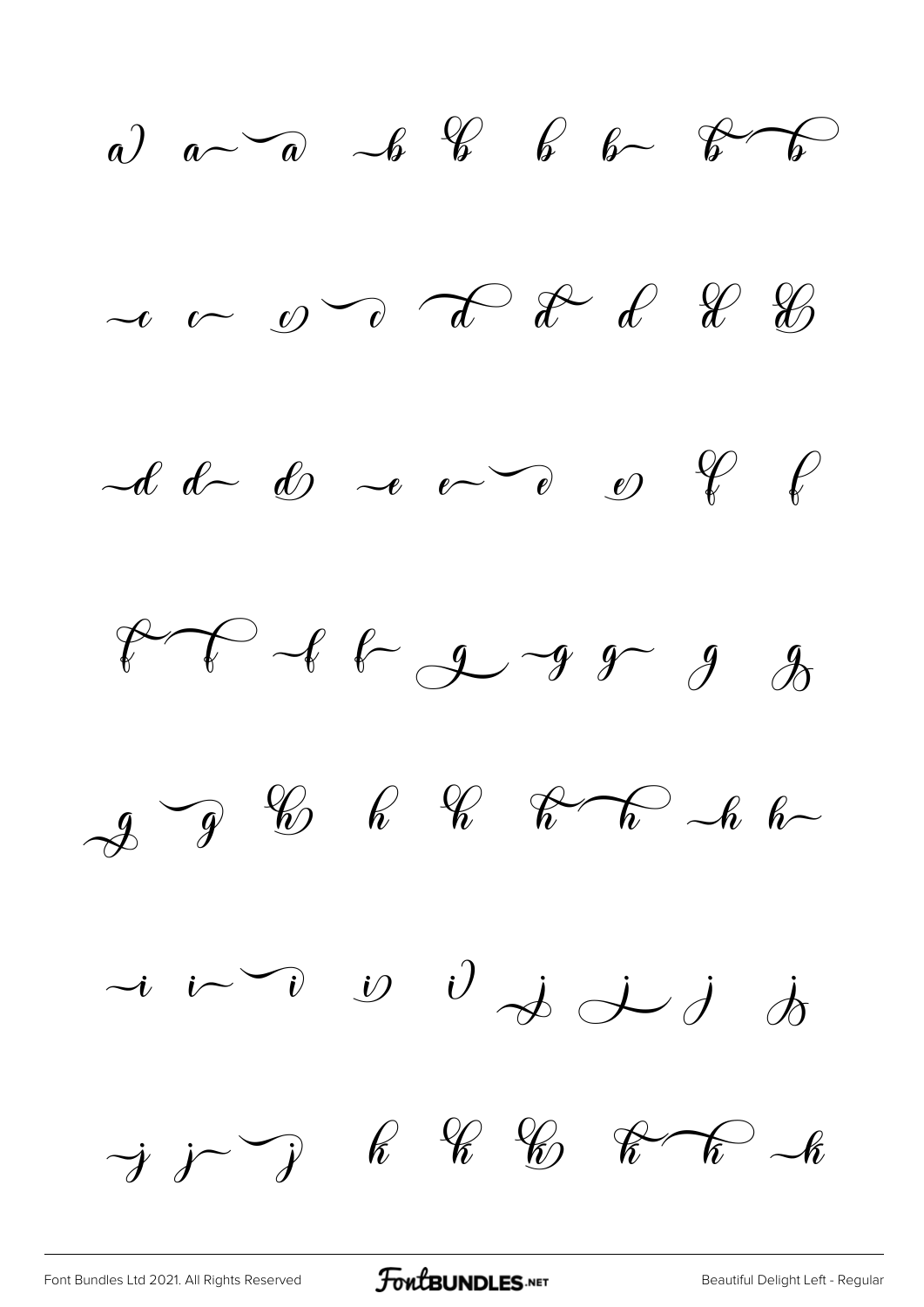a a a b b b b b b

c c c c d d d d d

d d d e e e e f f

f f f f g g g g g

g g h h h h h h h

i i i i i j j j j

j j j k k k k k k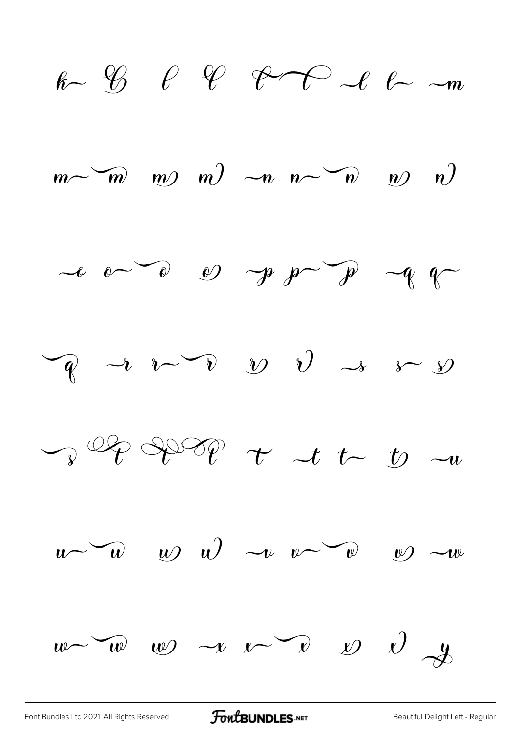k~ 𝒷 ℓ 𝓁 ℓ~ℓ ~ℓ ℓ~ ~m

m~ ~m m) m) ~n n~ ~n n) n)

~o o~ ~o o) ~p p~ ~p ~q q~

~q ~r r~ ~r r) r) ~s s~ s)

~s t t t t ~t t~ t) ~u

u~ ~u u) u) ~v v~ ~v v) ~w

w~ ~w w) ~x x~ ~x x) x) y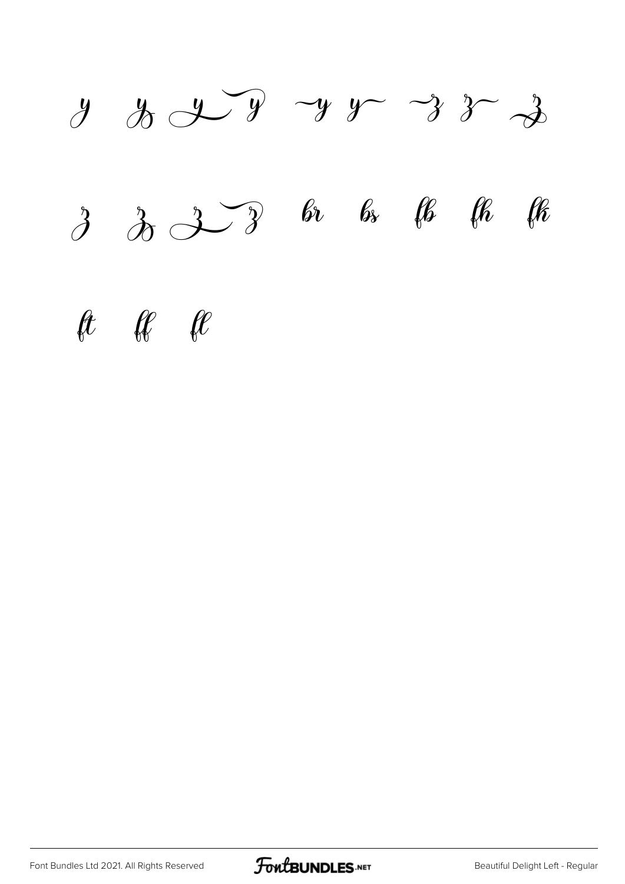y y y y y y z z z

z z z z br bs fb fh fk

ft ff fl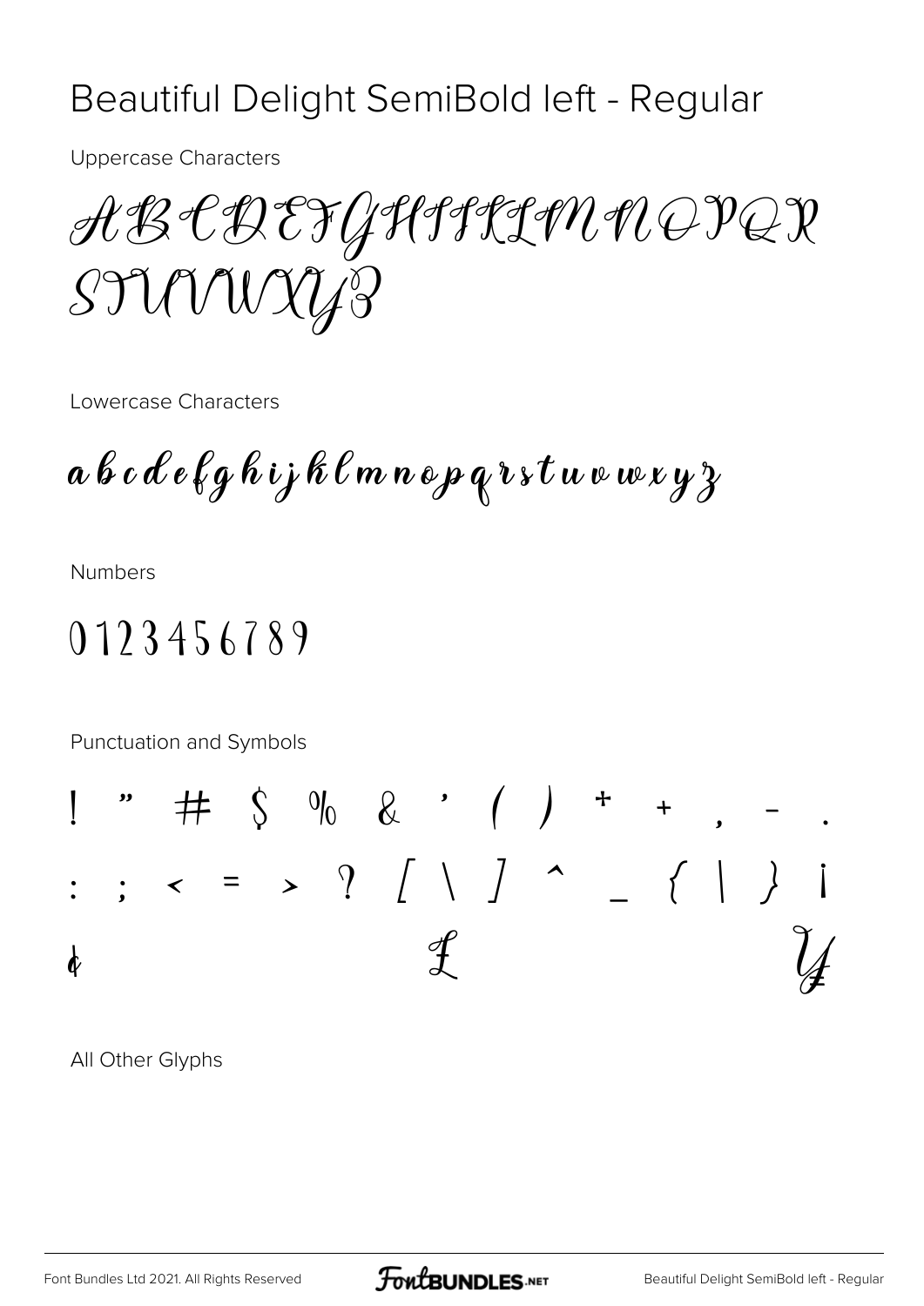# Beautiful Delight SemiBold left - Regular

Uppercase Characters

ABCDEFGHIJKLMNOPQR
STUVWXYZ

Lowercase Characters

a b c d e f g h i j k l m n o p q r s t u v w x y z

Numbers

0 1 2 3 4 5 6 7 8 9

Punctuation and Symbols

! " # $ % & ' ( ) * + , - .
: ; < = > ? [ \ ] ^ _ { | } ¡
¢ £ ¥

All Other Glyphs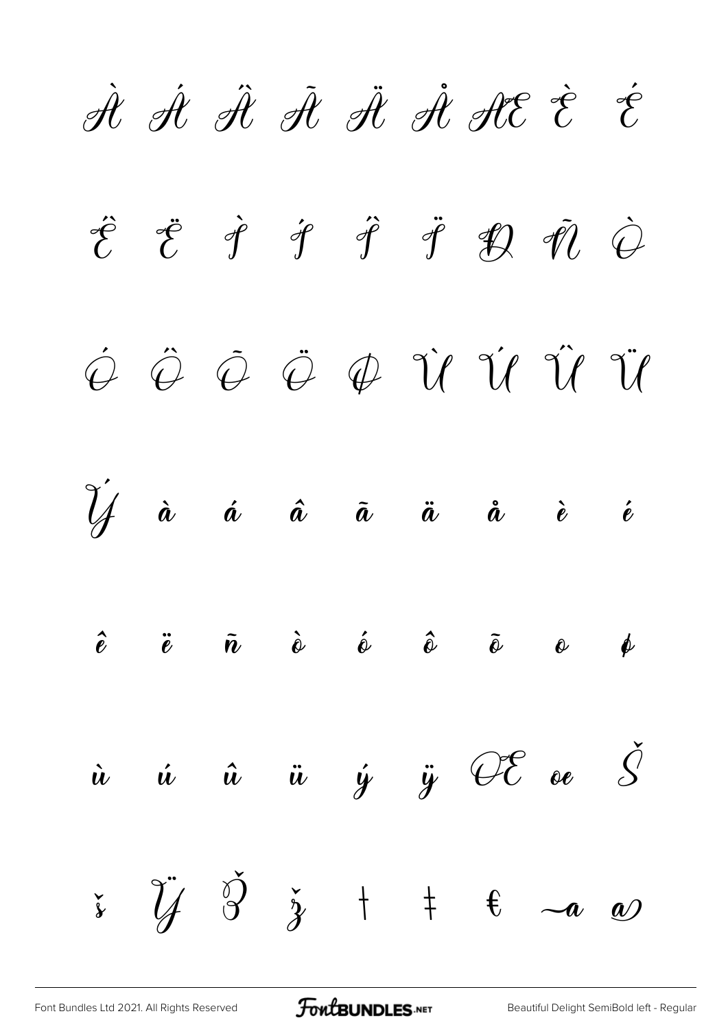À Á Â Ã Ä Å Æ È É

Ê Ë Ì Í Î Ï Ð Ñ Ò

Ó Ô Õ Ö Ø Ù Ú Û Ü

Ý à á â ã ä å è é

ê ë ñ ò ó ô õ ö ø

ù ú û ü ý ÿ Œ œ Š

š Ÿ Ž ž † ‡ € ~a a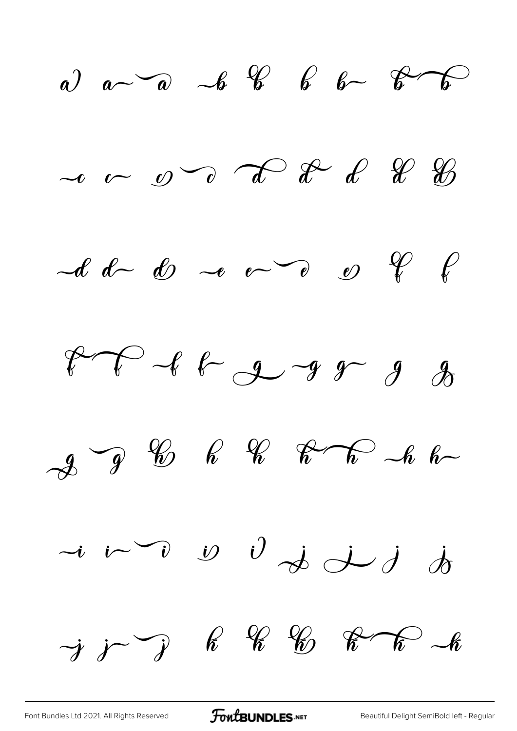a a a b b b b b b

c c c c d d d d d

d d d e e e e f f

f f f f g g g g g

g g h h h h h h h

i i i i i j j j j

j j j k k k k k k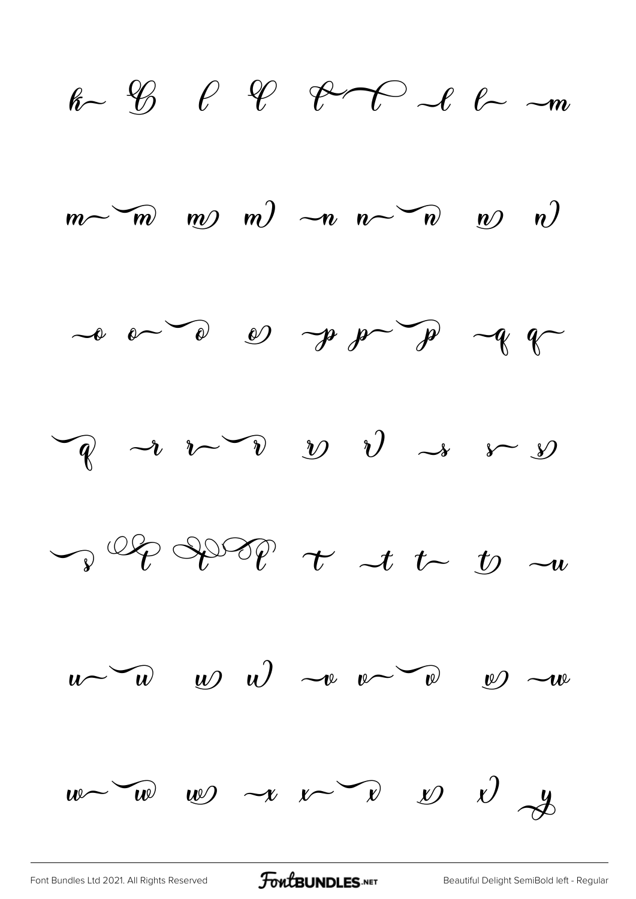k~ ℬ ℓ ℓ ℓ⌒ℓ ~ℓ ℓ~ ~m

m~ ⌒m m) m) ~n n~ ⌒n n) n)

~o o~ ⌒o o) ~p p~ ⌒p ~q q~

⌒q ~r r~ ⌒r r) r) ~s s~ s)

⌒s t t t t ~t t~ t) ~u

u~ ⌒u u) u) ~v v~ ⌒v v) ~w

w~ ⌒w w) ~x x~ ⌒x x) x) y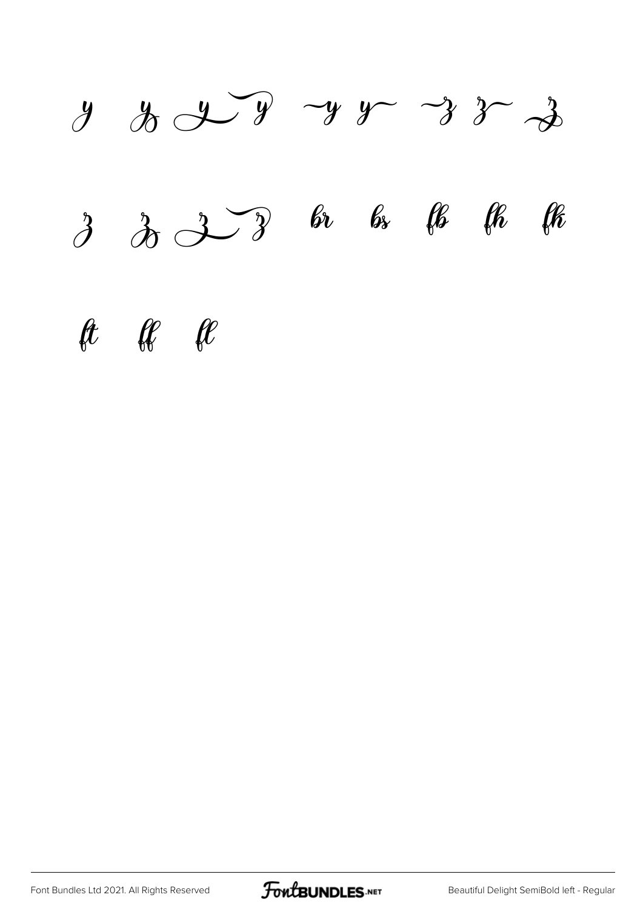y y y y ~y y~ ~z z~ z

z z z z br bs fb fh fk

ft ff fl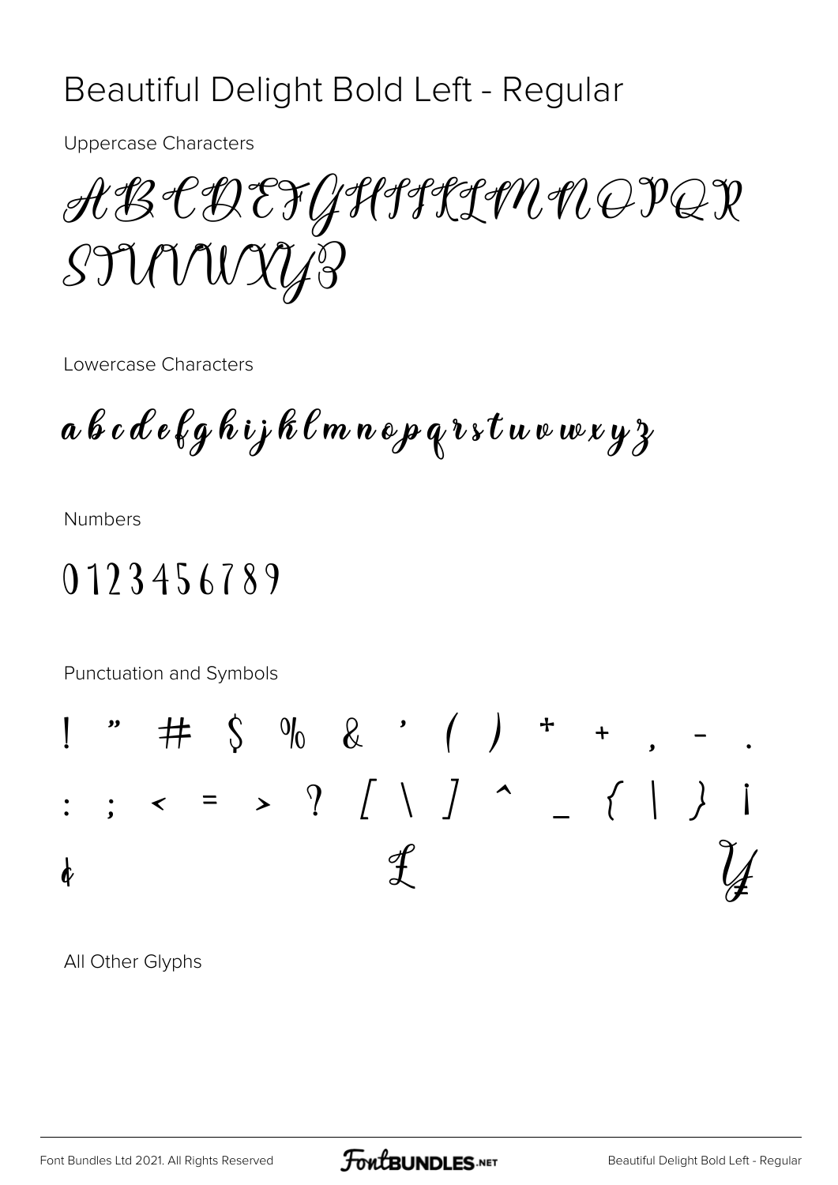# Beautiful Delight Bold Left - Regular

Uppercase Characters

ABCDEFGHIJKLMNOPQR
STUVWXYZ

Lowercase Characters

a b c d e f g h i j k l m n o p q r s t u v w x y z

Numbers

0 1 2 3 4 5 6 7 8 9

Punctuation and Symbols

! " # $ % & ' ( ) * + , - .
: ; < = > ? [ \ ] ^ _ { | } ¡
¢ £ ¥

All Other Glyphs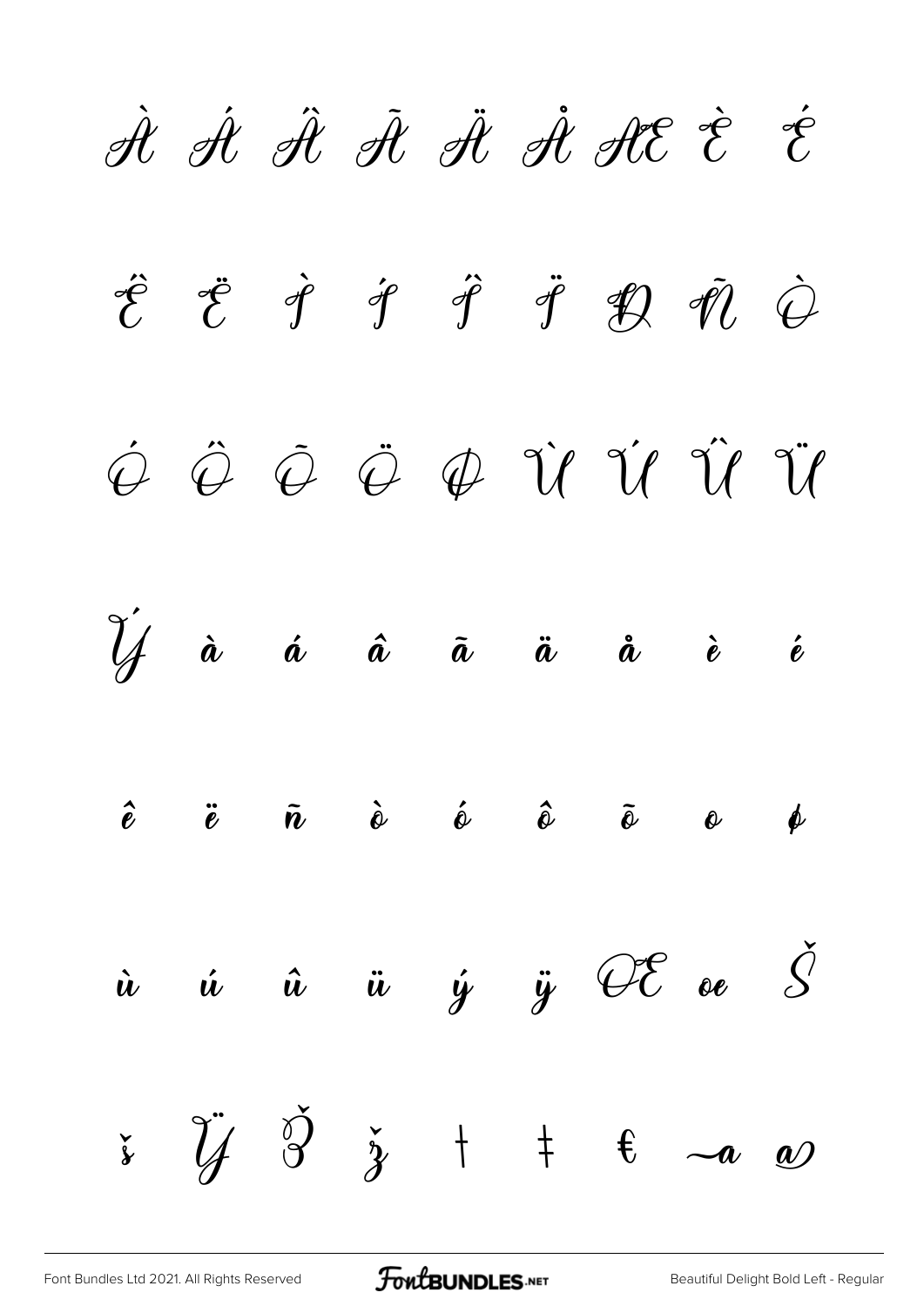À Á Â Ã Ä Å Æ È É

Ê Ë Ì Í Î Ï Ð Ñ Ò

Ó Ô Õ Ö Ø Ù Ú Û Ü

Ý à á â ã ä å è é

ê ë ñ ò ó ô õ ö ø

ù ú û ü ý ÿ Œ œ Š

š Ÿ Ž ž † ‡ € ~a @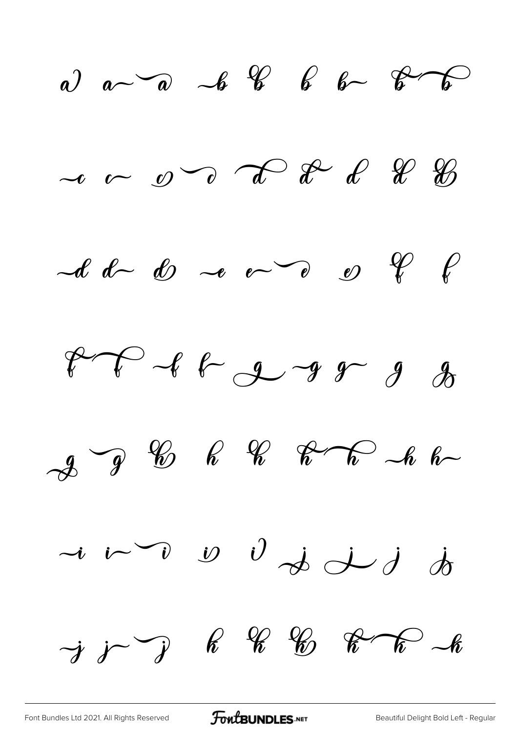a a a b b b b b b

c c c c d d d d d

d d d e e e e f f

f f f f g g g g g

g g h h h h h h h

i i i i i j j j j

j j j k k k k k k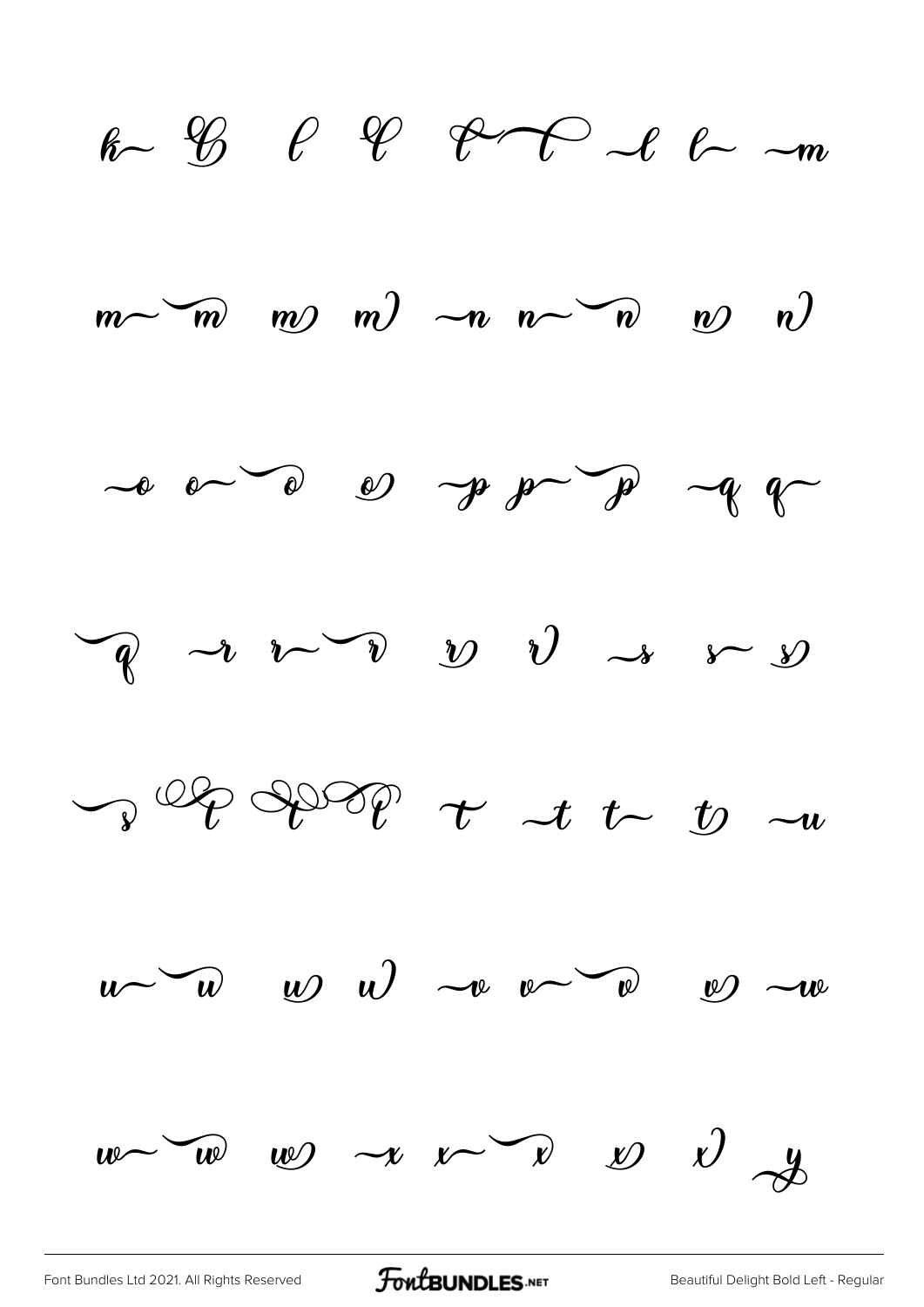k~ 𝒢 ℓ 𝒞 ℓ⌒ℓ ~ℓ ℓ~ ~m

m~ ⌒m m) m) ~n n~ ⌒n n) n)

~o o~ ⌒o o) ~p p~ ⌒p ~q q~

⌒q ~r r~ ⌒r r) r) ~s s~ s)

⌒s t t t t ~t t~ t) ~u

u~ ⌒u u) u) ~v v~ ⌒v v) ~w

w~ ⌒w w) ~x x~ ⌒x x) x) y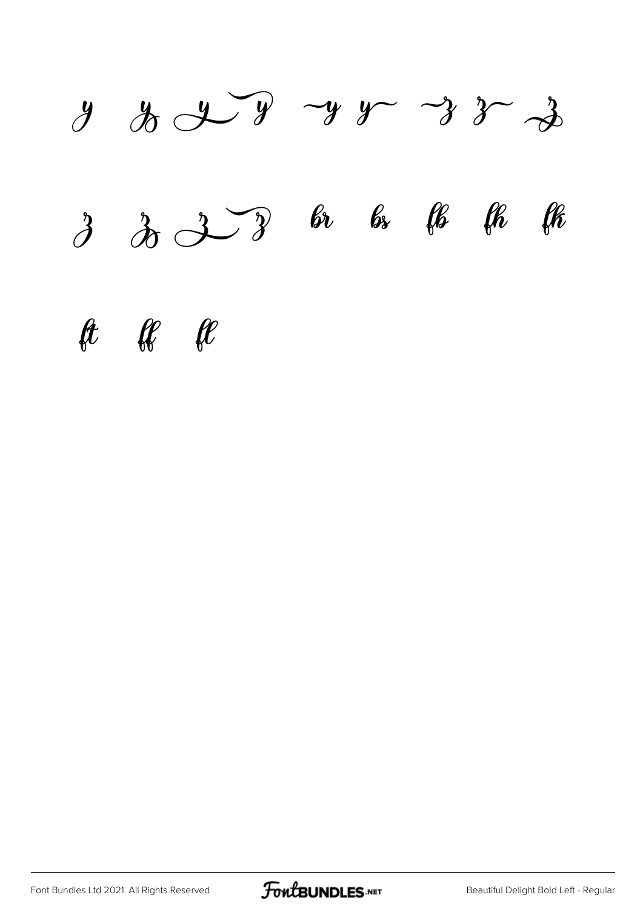y y y y y y z z z

z z z z br bs fb fh fk

ft ff fl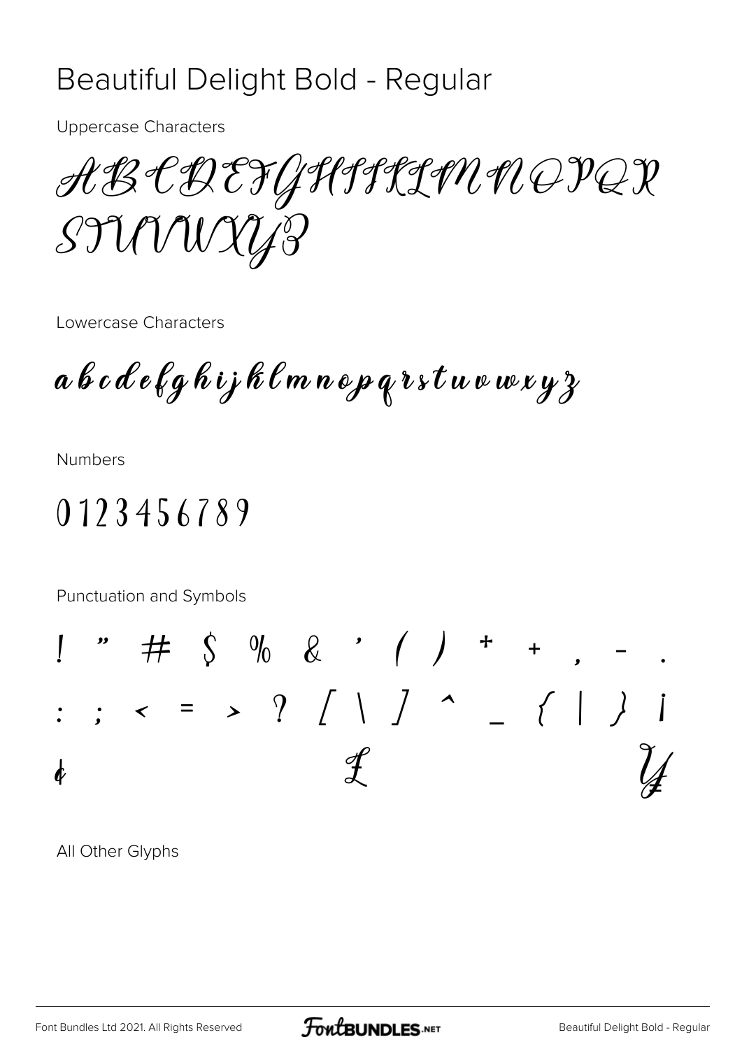# Beautiful Delight Bold - Regular

Uppercase Characters

ABCDEFGHIJKLMNOPQR
STUVWXYZ

Lowercase Characters

a b c d e f g h i j k l m n o p q r s t u v w x y z

Numbers

0 1 2 3 4 5 6 7 8 9

Punctuation and Symbols

! " # $ % & ' ( ) * + , - .
: ; < = > ? [ \ ] ^ _ { | } ¡
¢ £ ¥

All Other Glyphs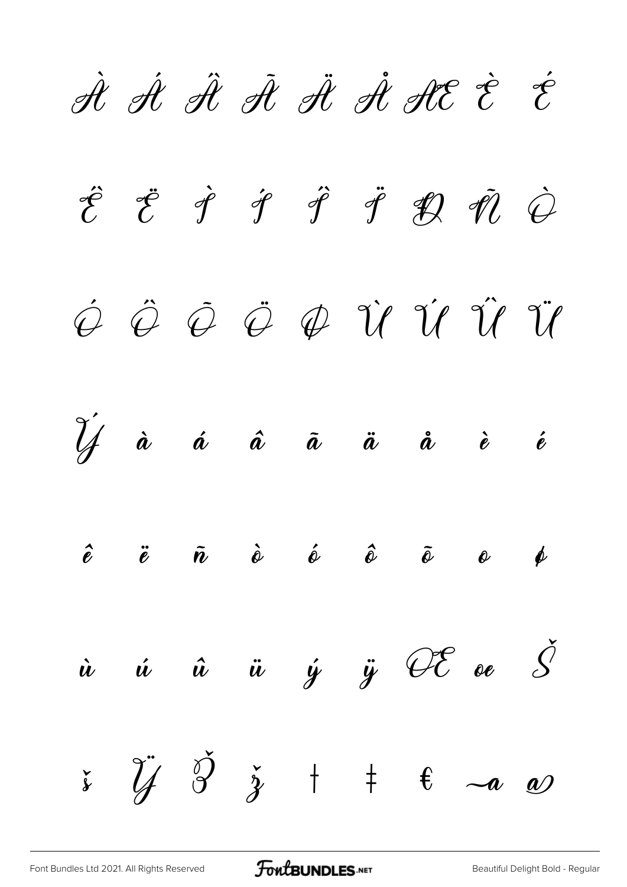À Á Â Ã Ä Å Æ È É

Ê Ë Ì Í Î Ï Ð Ñ Ò

Ó Ô Õ Ö Ø Ù Ú Û Ü

Ý à á â ã ä å è é

ê ë ñ ò ó ô õ ö ø

ù ú û ü ý ÿ Œ œ Š

š Ÿ Ž ž † ‡ € ~a @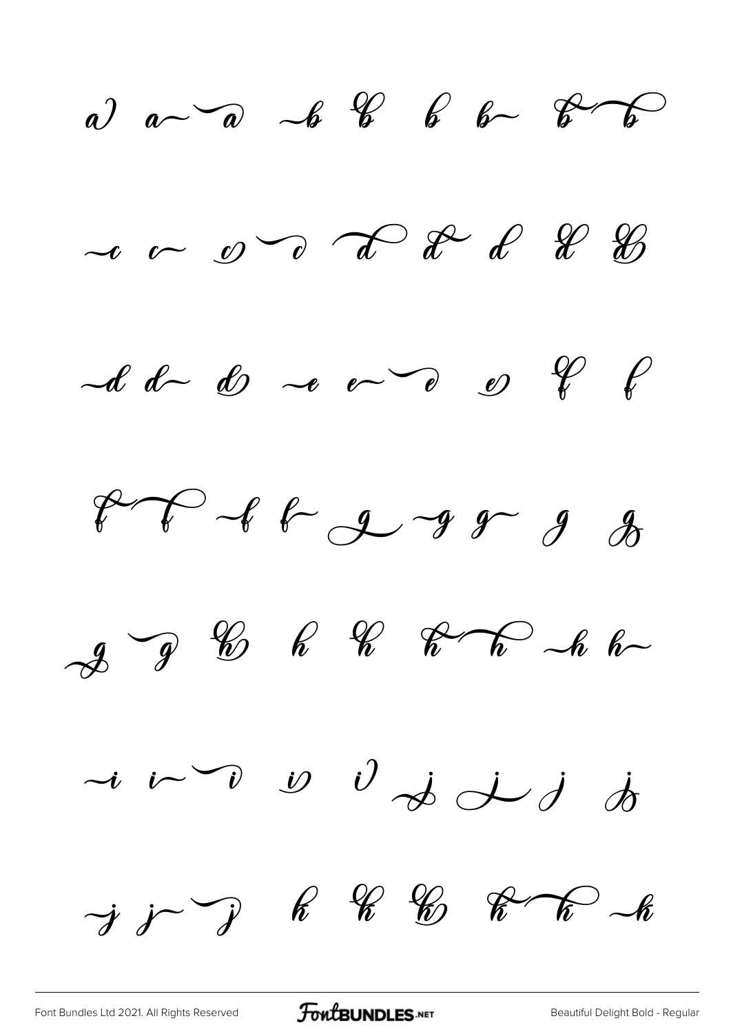a a~ ~a ~b b b b~ b~b

~c c~ c ~c ~d d~ d d d

~d d~ d ~e e~ ~e e f f

f~f ~f f~ g ~g g~ g g

g ~g h h h h~h ~h h~

~i i~ ~i i i j j j j

~j j~ ~j k k k k~k ~k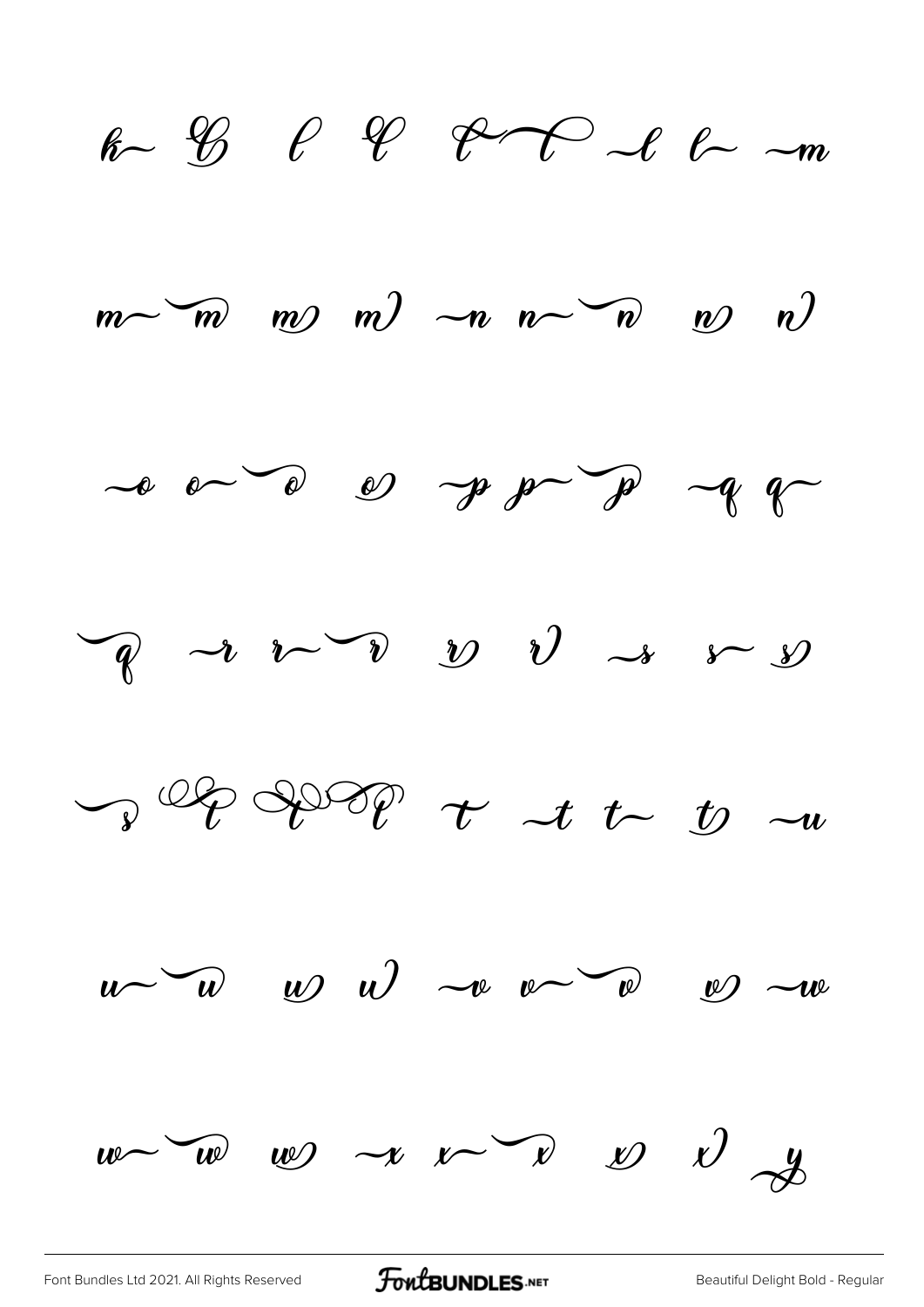k l l l l l l l m

m m m m n n n n n

o o o o p p p q q

q r r r r r s s s

s t t t t t t t u

u u u u v v v v w

w w w x x x x x y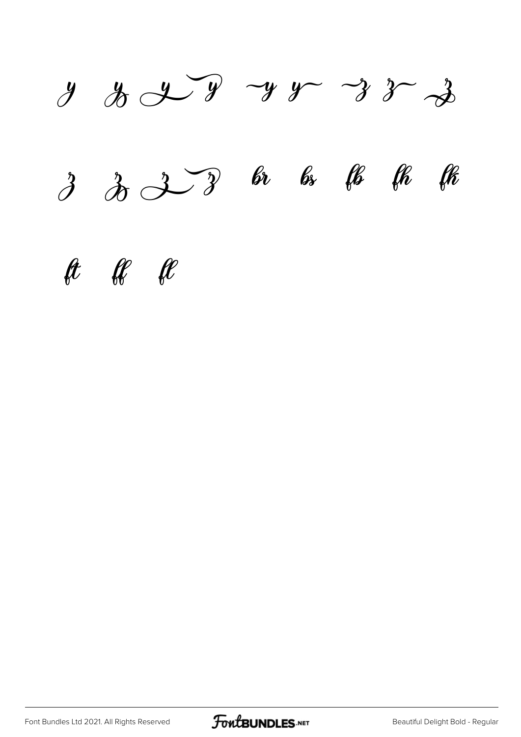y y y y y y z z z

z z z z br bs fb fh fk

ft ff fl